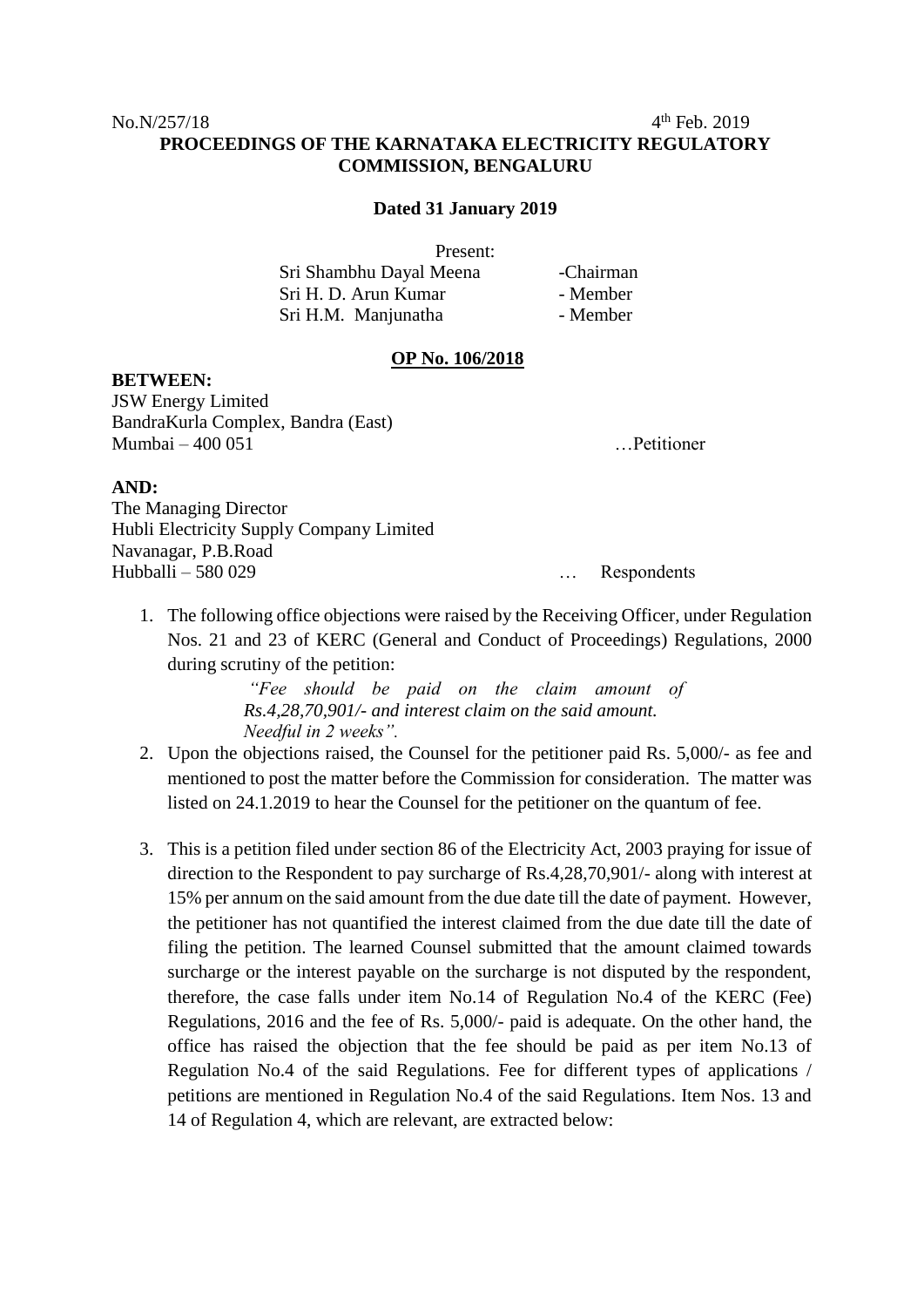No.N/257/18 4th Feb. 2019

**PROCEEDINGS OF THE KARNATAKA ELECTRICITY REGULATORY COMMISSION, BENGALURU**

**Dated 31 January 2019**

Present:

Sri Shambhu Dayal Meena -Chairman
Sri H. D. Arun Kumar - Member
Sri H.M. Manjunatha - Member

**OP No. 106/2018**

**BETWEEN:**

JSW Energy Limited
BandraKurla Complex, Bandra (East)
Mumbai – 400 051 …Petitioner

**AND:**

The Managing Director
Hubli Electricity Supply Company Limited
Navanagar, P.B.Road
Hubballi – 580 029 … Respondents

1. The following office objections were raised by the Receiving Officer, under Regulation Nos. 21 and 23 of KERC (General and Conduct of Proceedings) Regulations, 2000 during scrutiny of the petition:

   *"Fee should be paid on the claim amount of Rs.4,28,70,901/- and interest claim on the said amount. Needful in 2 weeks".*

2. Upon the objections raised, the Counsel for the petitioner paid Rs. 5,000/- as fee and mentioned to post the matter before the Commission for consideration. The matter was listed on 24.1.2019 to hear the Counsel for the petitioner on the quantum of fee.

3. This is a petition filed under section 86 of the Electricity Act, 2003 praying for issue of direction to the Respondent to pay surcharge of Rs.4,28,70,901/- along with interest at 15% per annum on the said amount from the due date till the date of payment. However, the petitioner has not quantified the interest claimed from the due date till the date of filing the petition. The learned Counsel submitted that the amount claimed towards surcharge or the interest payable on the surcharge is not disputed by the respondent, therefore, the case falls under item No.14 of Regulation No.4 of the KERC (Fee) Regulations, 2016 and the fee of Rs. 5,000/- paid is adequate. On the other hand, the office has raised the objection that the fee should be paid as per item No.13 of Regulation No.4 of the said Regulations. Fee for different types of applications / petitions are mentioned in Regulation No.4 of the said Regulations. Item Nos. 13 and 14 of Regulation 4, which are relevant, are extracted below: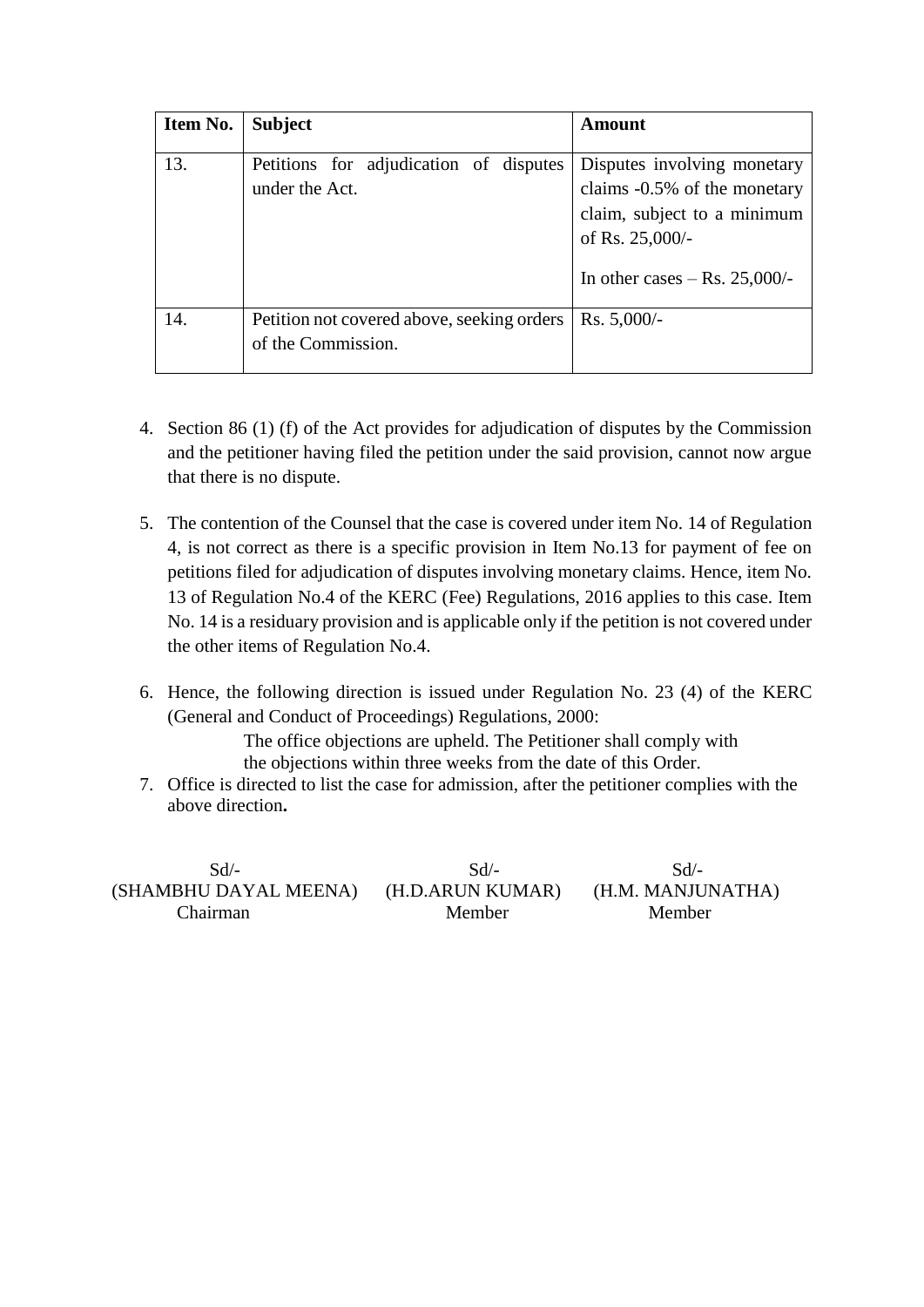| Item No. | Subject | Amount |
|---|---|---|
| 13. | Petitions for adjudication of disputes under the Act. | Disputes involving monetary claims -0.5% of the monetary claim, subject to a minimum of Rs. 25,000/-<br><br>In other cases – Rs. 25,000/- |
| 14. | Petition not covered above, seeking orders of the Commission. | Rs. 5,000/- |

4. Section 86 (1) (f) of the Act provides for adjudication of disputes by the Commission and the petitioner having filed the petition under the said provision, cannot now argue that there is no dispute.

5. The contention of the Counsel that the case is covered under item No. 14 of Regulation 4, is not correct as there is a specific provision in Item No.13 for payment of fee on petitions filed for adjudication of disputes involving monetary claims. Hence, item No. 13 of Regulation No.4 of the KERC (Fee) Regulations, 2016 applies to this case. Item No. 14 is a residuary provision and is applicable only if the petition is not covered under the other items of Regulation No.4.

6. Hence, the following direction is issued under Regulation No. 23 (4) of the KERC (General and Conduct of Proceedings) Regulations, 2000:

   The office objections are upheld. The Petitioner shall comply with the objections within three weeks from the date of this Order.

7. Office is directed to list the case for admission, after the petitioner complies with the above direction**.**

| | | |
|---|---|---|
| Sd/- | Sd/- | Sd/- |
| (SHAMBHU DAYAL MEENA) | (H.D.ARUN KUMAR) | (H.M. MANJUNATHA) |
| Chairman | Member | Member |